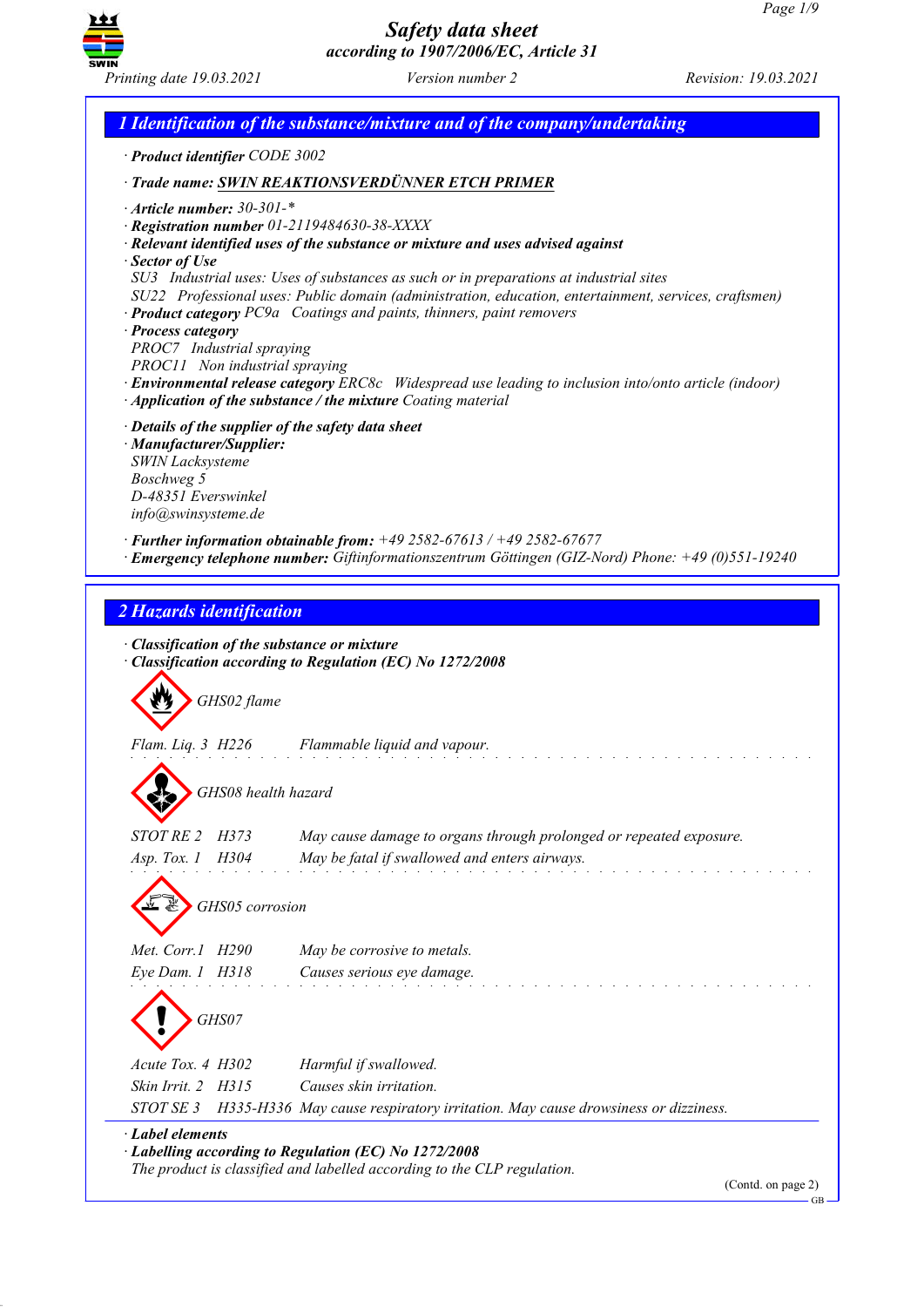# Safety data sheet
*according to 1907/2006/EC, Article 31*

Printing date 19.03.2021 | Version number 2 | Revision: 19.03.2021

## 1 Identification of the substance/mixture and of the company/undertaking

· **Product identifier** CODE 3002

· **Trade name: SWIN REAKTIONSVERDÜNNER ETCH PRIMER**

· **Article number:** 30-301-*
· **Registration number** 01-2119484630-38-XXXX
· **Relevant identified uses of the substance or mixture and uses advised against**
· **Sector of Use**
SU3 Industrial uses: Uses of substances as such or in preparations at industrial sites
SU22 Professional uses: Public domain (administration, education, entertainment, services, craftsmen)
· **Product category** PC9a Coatings and paints, thinners, paint removers
· **Process category**
PROC7 Industrial spraying
PROC11 Non industrial spraying
· **Environmental release category** ERC8c Widespread use leading to inclusion into/onto article (indoor)
· **Application of the substance / the mixture** Coating material

· **Details of the supplier of the safety data sheet**
· **Manufacturer/Supplier:**
SWIN Lacksysteme
Boschweg 5
D-48351 Everswinkel
info@swinsysteme.de

· **Further information obtainable from:** +49 2582-67613 / +49 2582-67677
· **Emergency telephone number:** Giftinformationszentrum Göttingen (GIZ-Nord) Phone: +49 (0)551-19240

## 2 Hazards identification

· **Classification of the substance or mixture**
· **Classification according to Regulation (EC) No 1272/2008**

GHS02 flame

Flam. Liq. 3 H226 Flammable liquid and vapour.

GHS08 health hazard

STOT RE 2 H373 May cause damage to organs through prolonged or repeated exposure.
Asp. Tox. 1 H304 May be fatal if swallowed and enters airways.

GHS05 corrosion

Met. Corr.1 H290 May be corrosive to metals.
Eye Dam. 1 H318 Causes serious eye damage.

GHS07

Acute Tox. 4 H302 Harmful if swallowed.
Skin Irrit. 2 H315 Causes skin irritation.
STOT SE 3 H335-H336 May cause respiratory irritation. May cause drowsiness or dizziness.

· **Label elements**
· **Labelling according to Regulation (EC) No 1272/2008**
The product is classified and labelled according to the CLP regulation.

(Contd. on page 2)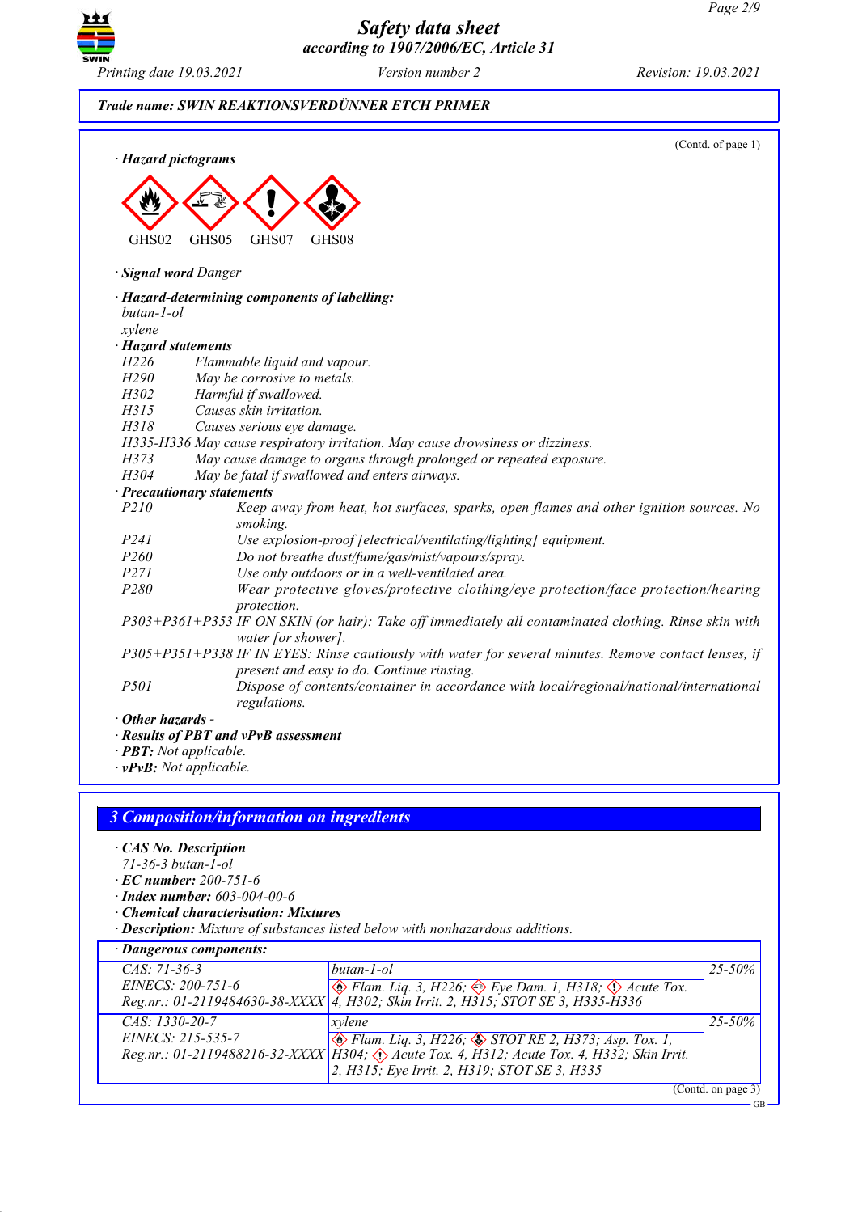**Trade name: SWIN REAKTIONSVERDÜNNER ETCH PRIMER**

(Contd. of page 1)

· **Hazard pictograms**

GHS02 GHS05 GHS07 GHS08

· **Signal word** Danger

· **Hazard-determining components of labelling:**
butan-1-ol
xylene

· **Hazard statements**
H226 Flammable liquid and vapour.
H290 May be corrosive to metals.
H302 Harmful if swallowed.
H315 Causes skin irritation.
H318 Causes serious eye damage.
H335-H336 May cause respiratory irritation. May cause drowsiness or dizziness.
H373 May cause damage to organs through prolonged or repeated exposure.
H304 May be fatal if swallowed and enters airways.

· **Precautionary statements**
P210 Keep away from heat, hot surfaces, sparks, open flames and other ignition sources. No smoking.
P241 Use explosion-proof [electrical/ventilating/lighting] equipment.
P260 Do not breathe dust/fume/gas/mist/vapours/spray.
P271 Use only outdoors or in a well-ventilated area.
P280 Wear protective gloves/protective clothing/eye protection/face protection/hearing protection.
P303+P361+P353 IF ON SKIN (or hair): Take off immediately all contaminated clothing. Rinse skin with water [or shower].
P305+P351+P338 IF IN EYES: Rinse cautiously with water for several minutes. Remove contact lenses, if present and easy to do. Continue rinsing.
P501 Dispose of contents/container in accordance with local/regional/national/international regulations.

· **Other hazards** -
· **Results of PBT and vPvB assessment**
· **PBT:** Not applicable.
· **vPvB:** Not applicable.

## 3 Composition/information on ingredients

· **CAS No. Description**
71-36-3 butan-1-ol
· **EC number:** 200-751-6
· **Index number:** 603-004-00-6
· **Chemical characterisation: Mixtures**
· **Description:** Mixture of substances listed below with nonhazardous additions.

| · Dangerous components: | | |
|---|---|---|
| CAS: 71-36-3<br>EINECS: 200-751-6<br>Reg.nr.: 01-2119484630-38-XXXX | butan-1-ol<br>Flam. Liq. 3, H226; Eye Dam. 1, H318; Acute Tox. 4, H302; Skin Irrit. 2, H315; STOT SE 3, H335-H336 | 25-50% |
| CAS: 1330-20-7<br>EINECS: 215-535-7<br>Reg.nr.: 01-2119488216-32-XXXX | xylene<br>Flam. Liq. 3, H226; STOT RE 2, H373; Asp. Tox. 1, H304; Acute Tox. 4, H312; Acute Tox. 4, H332; Skin Irrit. 2, H315; Eye Irrit. 2, H319; STOT SE 3, H335 | 25-50% |

(Contd. on page 3)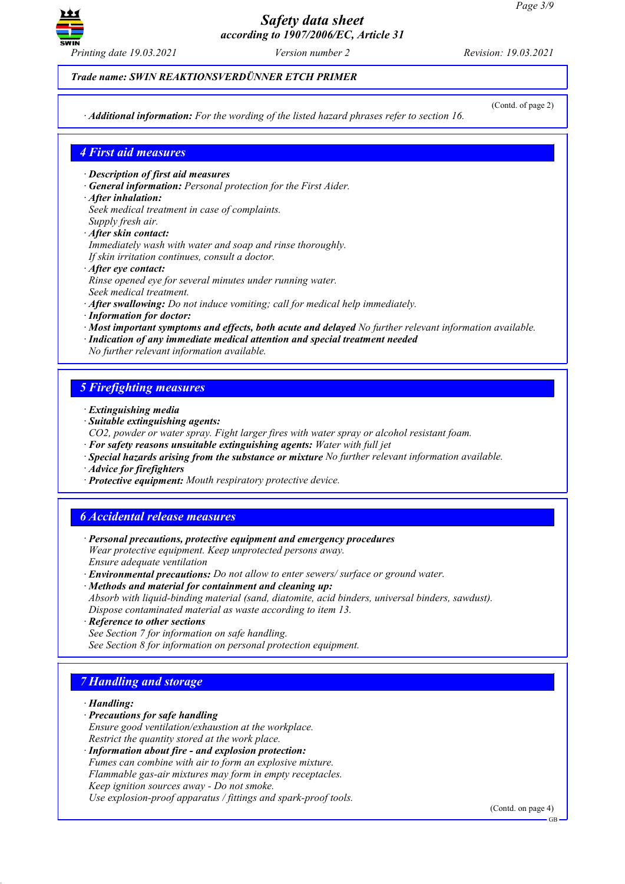*Trade name: SWIN REAKTIONSVERDÜNNER ETCH PRIMER*

(Contd. of page 2)

· **Additional information:** For the wording of the listed hazard phrases refer to section 16.

## 4 First aid measures

· **Description of first aid measures**
· **General information:** Personal protection for the First Aider.
· **After inhalation:**
Seek medical treatment in case of complaints.
Supply fresh air.
· **After skin contact:**
Immediately wash with water and soap and rinse thoroughly.
If skin irritation continues, consult a doctor.
· **After eye contact:**
Rinse opened eye for several minutes under running water.
Seek medical treatment.
· **After swallowing:** Do not induce vomiting; call for medical help immediately.
· **Information for doctor:**
· **Most important symptoms and effects, both acute and delayed** No further relevant information available.
· **Indication of any immediate medical attention and special treatment needed**
No further relevant information available.

## 5 Firefighting measures

· **Extinguishing media**
· **Suitable extinguishing agents:**
CO2, powder or water spray. Fight larger fires with water spray or alcohol resistant foam.
· **For safety reasons unsuitable extinguishing agents:** Water with full jet
· **Special hazards arising from the substance or mixture** No further relevant information available.
· **Advice for firefighters**
· **Protective equipment:** Mouth respiratory protective device.

## 6 Accidental release measures

· **Personal precautions, protective equipment and emergency procedures**
Wear protective equipment. Keep unprotected persons away.
Ensure adequate ventilation
· **Environmental precautions:** Do not allow to enter sewers/ surface or ground water.
· **Methods and material for containment and cleaning up:**
Absorb with liquid-binding material (sand, diatomite, acid binders, universal binders, sawdust).
Dispose contaminated material as waste according to item 13.
· **Reference to other sections**
See Section 7 for information on safe handling.
See Section 8 for information on personal protection equipment.

## 7 Handling and storage

· **Handling:**
· **Precautions for safe handling**
Ensure good ventilation/exhaustion at the workplace.
Restrict the quantity stored at the work place.
· **Information about fire - and explosion protection:**
Fumes can combine with air to form an explosive mixture.
Flammable gas-air mixtures may form in empty receptacles.
Keep ignition sources away - Do not smoke.
Use explosion-proof apparatus / fittings and spark-proof tools.

(Contd. on page 4)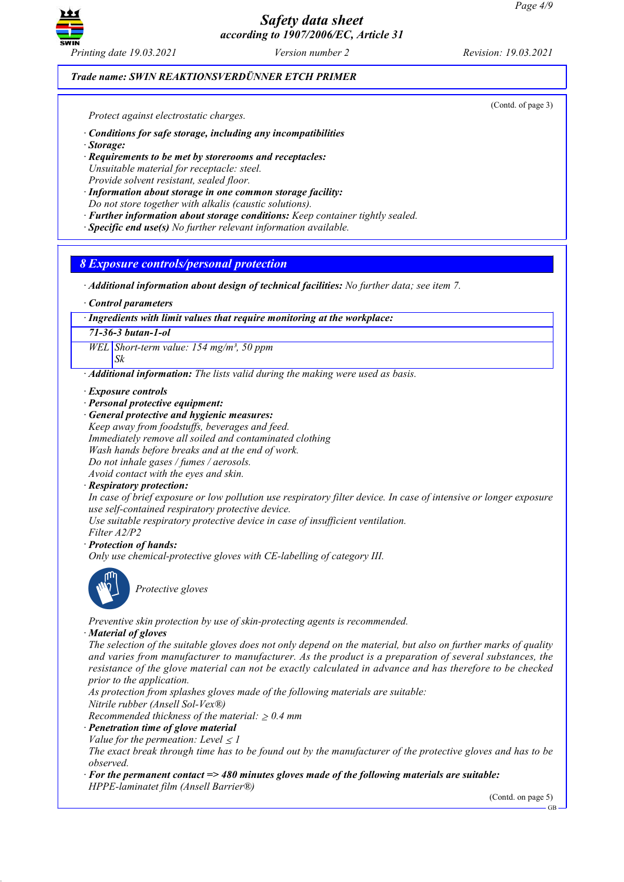**Trade name: SWIN REAKTIONSVERDÜNNER ETCH PRIMER**

(Contd. of page 3)

Protect against electrostatic charges.

· **Conditions for safe storage, including any incompatibilities**
· **Storage:**
· **Requirements to be met by storerooms and receptacles:**
Unsuitable material for receptacle: steel.
Provide solvent resistant, sealed floor.
· **Information about storage in one common storage facility:**
Do not store together with alkalis (caustic solutions).
· **Further information about storage conditions:** Keep container tightly sealed.
· **Specific end use(s)** No further relevant information available.

## 8 Exposure controls/personal protection

· **Additional information about design of technical facilities:** No further data; see item 7.

· **Control parameters**

| · Ingredients with limit values that require monitoring at the workplace: | |
|---|---|
| **71-36-3 butan-1-ol** | |
| WEL | Short-term value: 154 mg/m³, 50 ppm<br>Sk |

· **Additional information:** The lists valid during the making were used as basis.

· **Exposure controls**
· **Personal protective equipment:**
· **General protective and hygienic measures:**
Keep away from foodstuffs, beverages and feed.
Immediately remove all soiled and contaminated clothing
Wash hands before breaks and at the end of work.
Do not inhale gases / fumes / aerosols.
Avoid contact with the eyes and skin.
· **Respiratory protection:**
In case of brief exposure or low pollution use respiratory filter device. In case of intensive or longer exposure use self-contained respiratory protective device.
Use suitable respiratory protective device in case of insufficient ventilation.
Filter A2/P2
· **Protection of hands:**
Only use chemical-protective gloves with CE-labelling of category III.

Protective gloves

Preventive skin protection by use of skin-protecting agents is recommended.
· **Material of gloves**
The selection of the suitable gloves does not only depend on the material, but also on further marks of quality and varies from manufacturer to manufacturer. As the product is a preparation of several substances, the resistance of the glove material can not be exactly calculated in advance and has therefore to be checked prior to the application.
As protection from splashes gloves made of the following materials are suitable:
Nitrile rubber (Ansell Sol-Vex®)
Recommended thickness of the material: $\geq$ 0.4 mm
· **Penetration time of glove material**
Value for the permeation: Level $\leq$ 1
The exact break through time has to be found out by the manufacturer of the protective gloves and has to be observed.
· **For the permanent contact => 480 minutes gloves made of the following materials are suitable:**
HPPE-laminatet film (Ansell Barrier®)

(Contd. on page 5)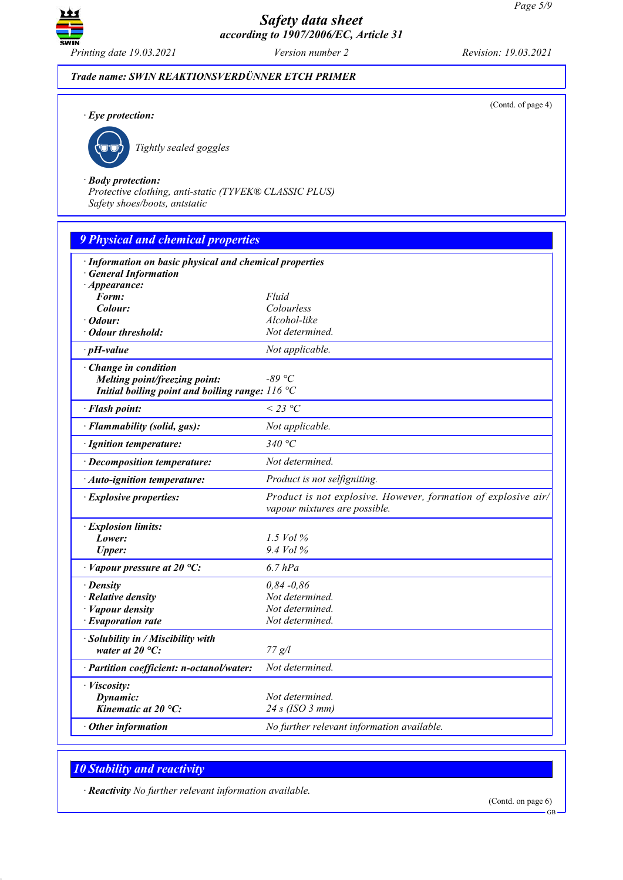Trade name: SWIN REAKTIONSVERDÜNNER ETCH PRIMER

(Contd. of page 4)

· **Eye protection:**

Tightly sealed goggles

· **Body protection:**
Protective clothing, anti-static (TYVEK® CLASSIC PLUS)
Safety shoes/boots, antstatic

## 9 Physical and chemical properties

| · Information on basic physical and chemical properties | |
|---|---|
| · General Information | |
| · Appearance: | |
| Form: | Fluid |
| Colour: | Colourless |
| · Odour: | Alcohol-like |
| · Odour threshold: | Not determined. |
| · pH-value | Not applicable. |
| · Change in condition | |
| Melting point/freezing point: | -89 °C |
| Initial boiling point and boiling range: | 116 °C |
| · Flash point: | < 23 °C |
| · Flammability (solid, gas): | Not applicable. |
| · Ignition temperature: | 340 °C |
| · Decomposition temperature: | Not determined. |
| · Auto-ignition temperature: | Product is not selfigniting. |
| · Explosive properties: | Product is not explosive. However, formation of explosive air/vapour mixtures are possible. |
| · Explosion limits: | |
| Lower: | 1.5 Vol % |
| Upper: | 9.4 Vol % |
| · Vapour pressure at 20 °C: | 6.7 hPa |
| · Density | 0,84 -0,86 |
| · Relative density | Not determined. |
| · Vapour density | Not determined. |
| · Evaporation rate | Not determined. |
| · Solubility in / Miscibility with | |
| water at 20 °C: | 77 g/l |
| · Partition coefficient: n-octanol/water: | Not determined. |
| · Viscosity: | |
| Dynamic: | Not determined. |
| Kinematic at 20 °C: | 24 s (ISO 3 mm) |
| · Other information | No further relevant information available. |

## 10 Stability and reactivity

· **Reactivity** No further relevant information available.

(Contd. on page 6)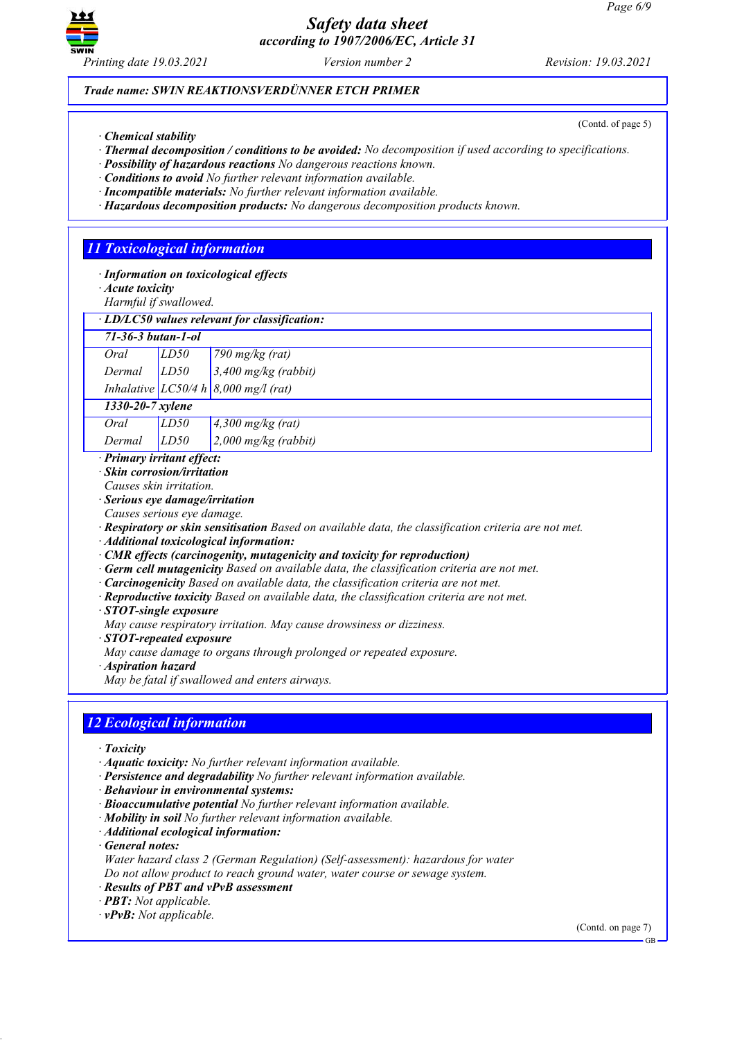*Trade name: SWIN REAKTIONSVERDÜNNER ETCH PRIMER*

(Contd. of page 5)

· **Chemical stability**
· **Thermal decomposition / conditions to be avoided:** No decomposition if used according to specifications.
· **Possibility of hazardous reactions** No dangerous reactions known.
· **Conditions to avoid** No further relevant information available.
· **Incompatible materials:** No further relevant information available.
· **Hazardous decomposition products:** No dangerous decomposition products known.

## 11 Toxicological information

· **Information on toxicological effects**
· **Acute toxicity**
Harmful if swallowed.

| · **LD/LC50 values relevant for classification:** | | |
|---|---|---|
| **71-36-3 butan-1-ol** | | |
| Oral | LD50 | 790 mg/kg (rat) |
| Dermal | LD50 | 3,400 mg/kg (rabbit) |
| Inhalative | LC50/4 h | 8,000 mg/l (rat) |
| **1330-20-7 xylene** | | |
| Oral | LD50 | 4,300 mg/kg (rat) |
| Dermal | LD50 | 2,000 mg/kg (rabbit) |

· **Primary irritant effect:**
· **Skin corrosion/irritation**
Causes skin irritation.
· **Serious eye damage/irritation**
Causes serious eye damage.
· **Respiratory or skin sensitisation** Based on available data, the classification criteria are not met.
· **Additional toxicological information:**
· **CMR effects (carcinogenity, mutagenicity and toxicity for reproduction)**
· **Germ cell mutagenicity** Based on available data, the classification criteria are not met.
· **Carcinogenicity** Based on available data, the classification criteria are not met.
· **Reproductive toxicity** Based on available data, the classification criteria are not met.
· **STOT-single exposure**
May cause respiratory irritation. May cause drowsiness or dizziness.
· **STOT-repeated exposure**
May cause damage to organs through prolonged or repeated exposure.
· **Aspiration hazard**
May be fatal if swallowed and enters airways.

## 12 Ecological information

· **Toxicity**
· **Aquatic toxicity:** No further relevant information available.
· **Persistence and degradability** No further relevant information available.
· **Behaviour in environmental systems:**
· **Bioaccumulative potential** No further relevant information available.
· **Mobility in soil** No further relevant information available.
· **Additional ecological information:**
· **General notes:**
Water hazard class 2 (German Regulation) (Self-assessment): hazardous for water
Do not allow product to reach ground water, water course or sewage system.
· **Results of PBT and vPvB assessment**
· **PBT:** Not applicable.
· **vPvB:** Not applicable.

(Contd. on page 7)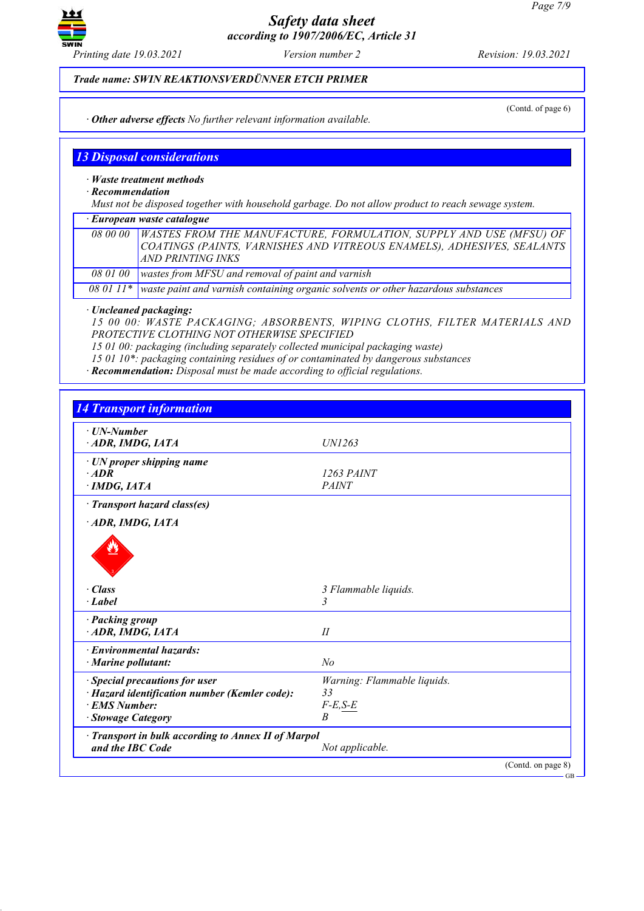Trade name: SWIN REAKTIONSVERDÜNNER ETCH PRIMER

(Contd. of page 6)

· **Other adverse effects** No further relevant information available.

## 13 Disposal considerations

· **Waste treatment methods**
· **Recommendation**
Must not be disposed together with household garbage. Do not allow product to reach sewage system.

· **European waste catalogue**

| | |
|---|---|
| 08 00 00 | WASTES FROM THE MANUFACTURE, FORMULATION, SUPPLY AND USE (MFSU) OF COATINGS (PAINTS, VARNISHES AND VITREOUS ENAMELS), ADHESIVES, SEALANTS AND PRINTING INKS |
| 08 01 00 | wastes from MFSU and removal of paint and varnish |
| 08 01 11* | waste paint and varnish containing organic solvents or other hazardous substances |

· **Uncleaned packaging:**
15 00 00: WASTE PACKAGING; ABSORBENTS, WIPING CLOTHS, FILTER MATERIALS AND PROTECTIVE CLOTHING NOT OTHERWISE SPECIFIED
15 01 00: packaging (including separately collected municipal packaging waste)
15 01 10*: packaging containing residues of or contaminated by dangerous substances
· **Recommendation:** Disposal must be made according to official regulations.

## 14 Transport information

| | |
|---|---|
| · **UN-Number**<br>· **ADR, IMDG, IATA** | UN1263 |
| · **UN proper shipping name**<br>· **ADR**<br>· **IMDG, IATA** | <br>1263 PAINT<br>PAINT |
| · **Transport hazard class(es)**<br>· **ADR, IMDG, IATA**<br>· **Class**<br>· **Label** | <br><br>3 Flammable liquids.<br>3 |
| · **Packing group**<br>· **ADR, IMDG, IATA** | <br>II |
| · **Environmental hazards:**<br>· **Marine pollutant:** | <br>No |
| · **Special precautions for user**<br>· **Hazard identification number (Kemler code):**<br>· **EMS Number:**<br>· **Stowage Category** | Warning: Flammable liquids.<br>33<br>F-E,S-E<br>B |
| · **Transport in bulk according to Annex II of Marpol and the IBC Code** | Not applicable. |

(Contd. on page 8)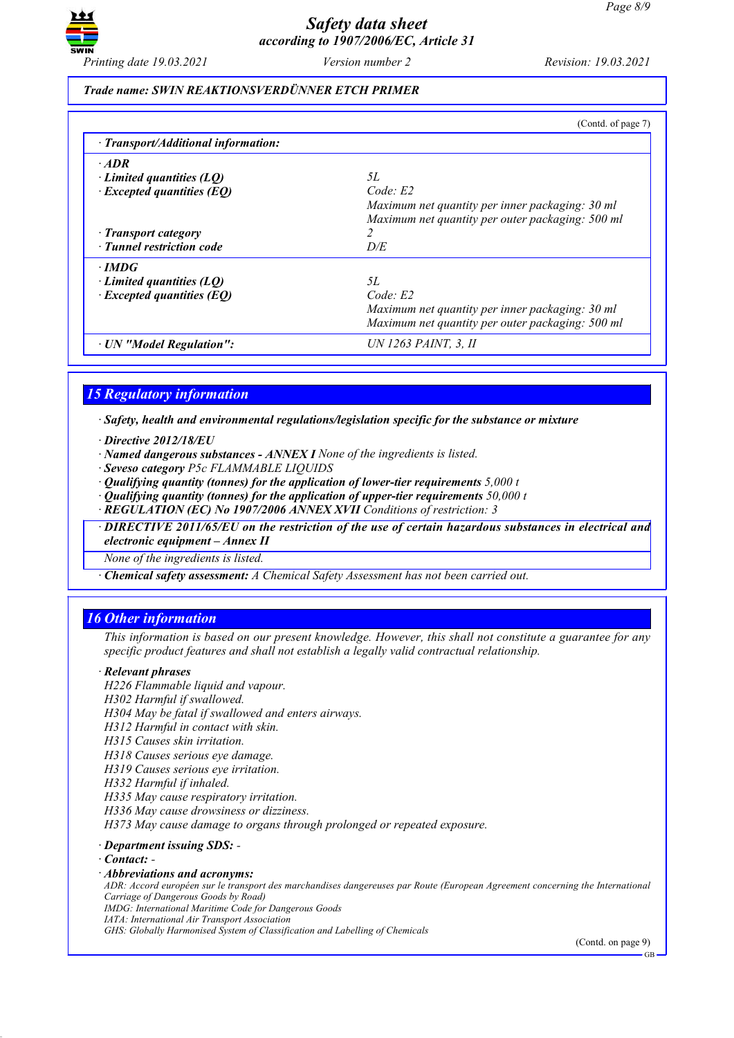**Trade name: SWIN REAKTIONSVERDÜNNER ETCH PRIMER**

(Contd. of page 7)

| · Transport/Additional information: | |
|---|---|
| **· ADR** | |
| **· Limited quantities (LQ)** | 5L |
| **· Excepted quantities (EQ)** | Code: E2<br>Maximum net quantity per inner packaging: 30 ml<br>Maximum net quantity per outer packaging: 500 ml |
| **· Transport category** | 2 |
| **· Tunnel restriction code** | D/E |
| **· IMDG** | |
| **· Limited quantities (LQ)** | 5L |
| **· Excepted quantities (EQ)** | Code: E2<br>Maximum net quantity per inner packaging: 30 ml<br>Maximum net quantity per outer packaging: 500 ml |
| **· UN "Model Regulation":** | UN 1263 PAINT, 3, II |

## 15 Regulatory information

**· Safety, health and environmental regulations/legislation specific for the substance or mixture**

**· Directive 2012/18/EU**
**· Named dangerous substances - ANNEX I** None of the ingredients is listed.
**· Seveso category** P5c FLAMMABLE LIQUIDS
**· Qualifying quantity (tonnes) for the application of lower-tier requirements** 5,000 t
**· Qualifying quantity (tonnes) for the application of upper-tier requirements** 50,000 t
**· REGULATION (EC) No 1907/2006 ANNEX XVII** Conditions of restriction: 3

**· DIRECTIVE 2011/65/EU on the restriction of the use of certain hazardous substances in electrical and electronic equipment – Annex II**

None of the ingredients is listed.

**· Chemical safety assessment:** A Chemical Safety Assessment has not been carried out.

## 16 Other information

This information is based on our present knowledge. However, this shall not constitute a guarantee for any specific product features and shall not establish a legally valid contractual relationship.

**· Relevant phrases**

H226 Flammable liquid and vapour.
H302 Harmful if swallowed.
H304 May be fatal if swallowed and enters airways.
H312 Harmful in contact with skin.
H315 Causes skin irritation.
H318 Causes serious eye damage.
H319 Causes serious eye irritation.
H332 Harmful if inhaled.
H335 May cause respiratory irritation.
H336 May cause drowsiness or dizziness.
H373 May cause damage to organs through prolonged or repeated exposure.

**· Department issuing SDS:** -
**· Contact:** -
**· Abbreviations and acronyms:**

ADR: Accord européen sur le transport des marchandises dangereuses par Route (European Agreement concerning the International Carriage of Dangerous Goods by Road)
IMDG: International Maritime Code for Dangerous Goods
IATA: International Air Transport Association
GHS: Globally Harmonised System of Classification and Labelling of Chemicals

(Contd. on page 9)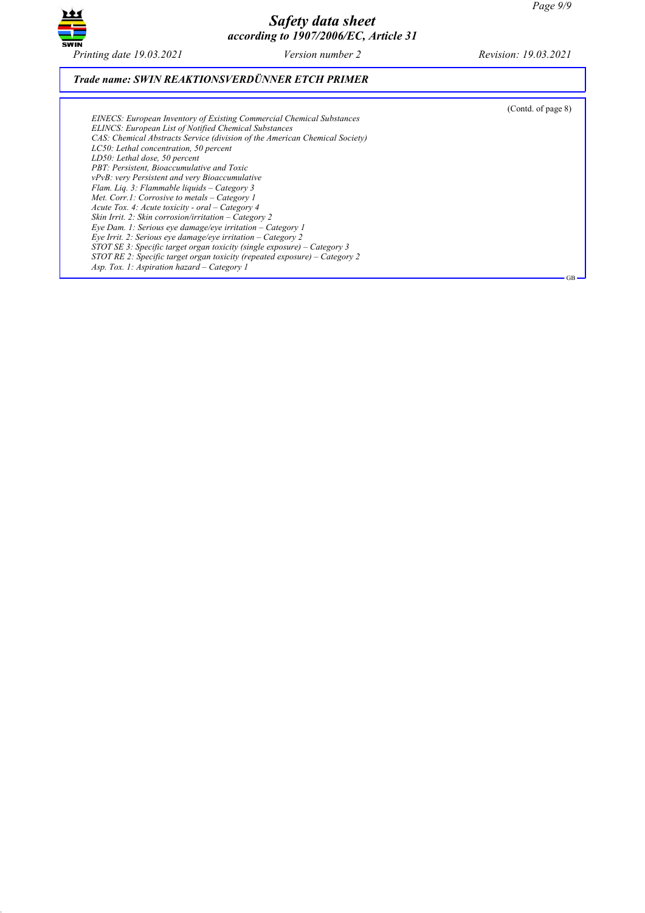### *Trade name: SWIN REAKTIONSVERDÜNNER ETCH PRIMER*

(Contd. of page 8)

*EINECS: European Inventory of Existing Commercial Chemical Substances*
*ELINCS: European List of Notified Chemical Substances*
*CAS: Chemical Abstracts Service (division of the American Chemical Society)*
*LC50: Lethal concentration, 50 percent*
*LD50: Lethal dose, 50 percent*
*PBT: Persistent, Bioaccumulative and Toxic*
*vPvB: very Persistent and very Bioaccumulative*
*Flam. Liq. 3: Flammable liquids – Category 3*
*Met. Corr.1: Corrosive to metals – Category 1*
*Acute Tox. 4: Acute toxicity - oral – Category 4*
*Skin Irrit. 2: Skin corrosion/irritation – Category 2*
*Eye Dam. 1: Serious eye damage/eye irritation – Category 1*
*Eye Irrit. 2: Serious eye damage/eye irritation – Category 2*
*STOT SE 3: Specific target organ toxicity (single exposure) – Category 3*
*STOT RE 2: Specific target organ toxicity (repeated exposure) – Category 2*
*Asp. Tox. 1: Aspiration hazard – Category 1*

GB